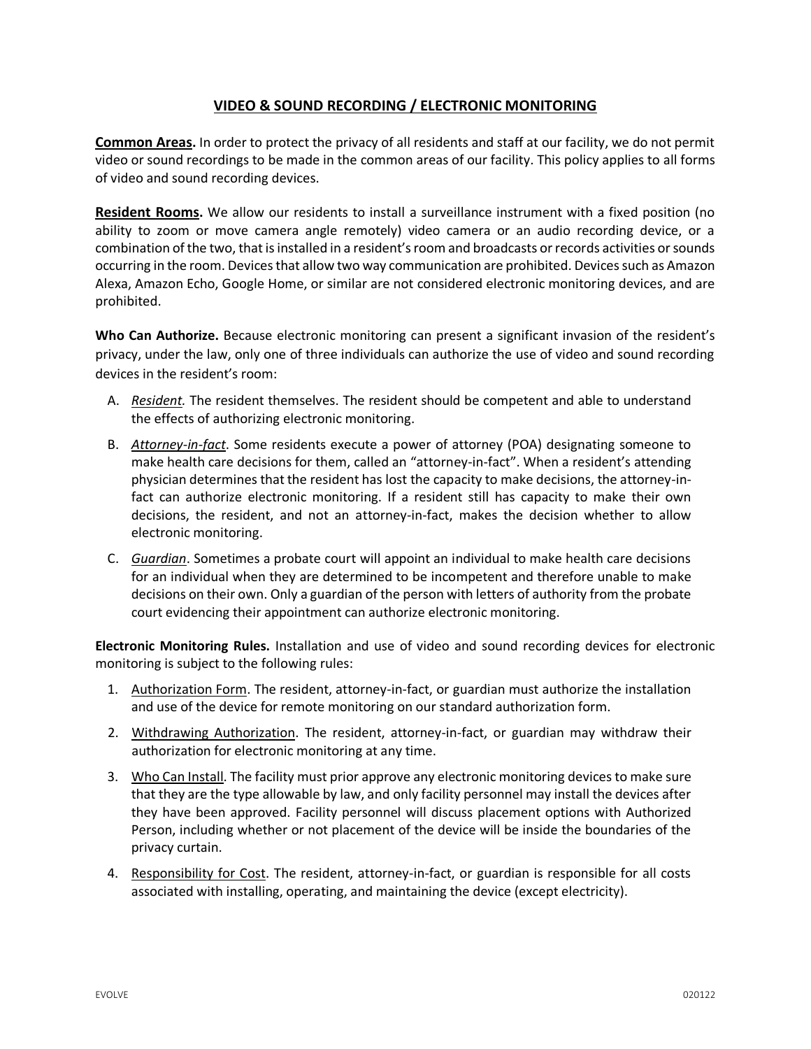# VIDEO & SOUND RECORDING / ELECTRONIC MONITORING

**Common Areas.** In order to protect the privacy of all residents and staff at our facility, we do not permit video or sound recordings to be made in the common areas of our facility. This policy applies to all forms of video and sound recording devices.

**Resident Rooms.** We allow our residents to install a surveillance instrument with a fixed position (no ability to zoom or move camera angle remotely) video camera or an audio recording device, or a combination of the two, that is installed in a resident's room and broadcasts or records activities or sounds occurring in the room. Devices that allow two way communication are prohibited. Devices such as Amazon Alexa, Amazon Echo, Google Home, or similar are not considered electronic monitoring devices, and are prohibited.

**Who Can Authorize.** Because electronic monitoring can present a significant invasion of the resident's privacy, under the law, only one of three individuals can authorize the use of video and sound recording devices in the resident's room:

A. *Resident.* The resident themselves. The resident should be competent and able to understand the effects of authorizing electronic monitoring.

B. *Attorney-in-fact*. Some residents execute a power of attorney (POA) designating someone to make health care decisions for them, called an "attorney-in-fact". When a resident's attending physician determines that the resident has lost the capacity to make decisions, the attorney-in-fact can authorize electronic monitoring. If a resident still has capacity to make their own decisions, the resident, and not an attorney-in-fact, makes the decision whether to allow electronic monitoring.

C. *Guardian*. Sometimes a probate court will appoint an individual to make health care decisions for an individual when they are determined to be incompetent and therefore unable to make decisions on their own. Only a guardian of the person with letters of authority from the probate court evidencing their appointment can authorize electronic monitoring.

**Electronic Monitoring Rules.** Installation and use of video and sound recording devices for electronic monitoring is subject to the following rules:

1. Authorization Form. The resident, attorney-in-fact, or guardian must authorize the installation and use of the device for remote monitoring on our standard authorization form.
2. Withdrawing Authorization. The resident, attorney-in-fact, or guardian may withdraw their authorization for electronic monitoring at any time.
3. Who Can Install. The facility must prior approve any electronic monitoring devices to make sure that they are the type allowable by law, and only facility personnel may install the devices after they have been approved. Facility personnel will discuss placement options with Authorized Person, including whether or not placement of the device will be inside the boundaries of the privacy curtain.
4. Responsibility for Cost. The resident, attorney-in-fact, or guardian is responsible for all costs associated with installing, operating, and maintaining the device (except electricity).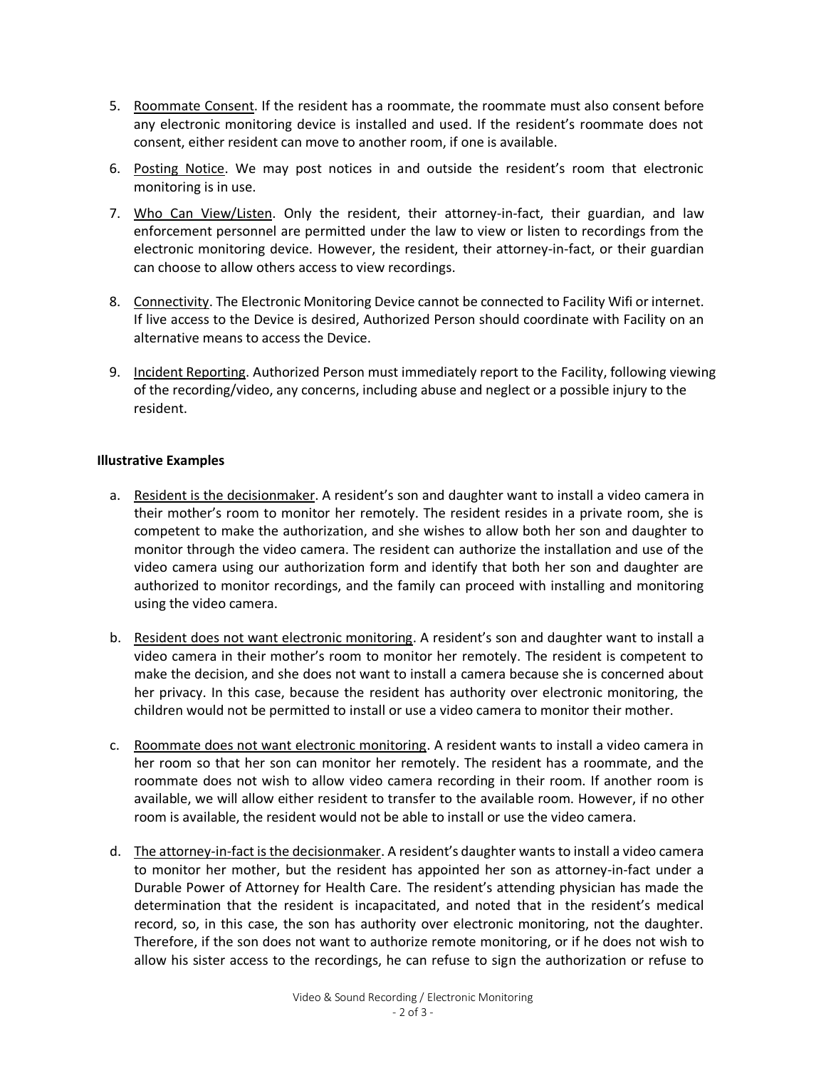5. Roommate Consent. If the resident has a roommate, the roommate must also consent before any electronic monitoring device is installed and used. If the resident's roommate does not consent, either resident can move to another room, if one is available.

6. Posting Notice. We may post notices in and outside the resident's room that electronic monitoring is in use.

7. Who Can View/Listen. Only the resident, their attorney-in-fact, their guardian, and law enforcement personnel are permitted under the law to view or listen to recordings from the electronic monitoring device. However, the resident, their attorney-in-fact, or their guardian can choose to allow others access to view recordings.

8. Connectivity. The Electronic Monitoring Device cannot be connected to Facility Wifi or internet. If live access to the Device is desired, Authorized Person should coordinate with Facility on an alternative means to access the Device.

9. Incident Reporting. Authorized Person must immediately report to the Facility, following viewing of the recording/video, any concerns, including abuse and neglect or a possible injury to the resident.

**Illustrative Examples**

a. Resident is the decisionmaker. A resident's son and daughter want to install a video camera in their mother's room to monitor her remotely. The resident resides in a private room, she is competent to make the authorization, and she wishes to allow both her son and daughter to monitor through the video camera. The resident can authorize the installation and use of the video camera using our authorization form and identify that both her son and daughter are authorized to monitor recordings, and the family can proceed with installing and monitoring using the video camera.

b. Resident does not want electronic monitoring. A resident's son and daughter want to install a video camera in their mother's room to monitor her remotely. The resident is competent to make the decision, and she does not want to install a camera because she is concerned about her privacy. In this case, because the resident has authority over electronic monitoring, the children would not be permitted to install or use a video camera to monitor their mother.

c. Roommate does not want electronic monitoring. A resident wants to install a video camera in her room so that her son can monitor her remotely. The resident has a roommate, and the roommate does not wish to allow video camera recording in their room. If another room is available, we will allow either resident to transfer to the available room. However, if no other room is available, the resident would not be able to install or use the video camera.

d. The attorney-in-fact is the decisionmaker. A resident's daughter wants to install a video camera to monitor her mother, but the resident has appointed her son as attorney-in-fact under a Durable Power of Attorney for Health Care. The resident's attending physician has made the determination that the resident is incapacitated, and noted that in the resident's medical record, so, in this case, the son has authority over electronic monitoring, not the daughter. Therefore, if the son does not want to authorize remote monitoring, or if he does not wish to allow his sister access to the recordings, he can refuse to sign the authorization or refuse to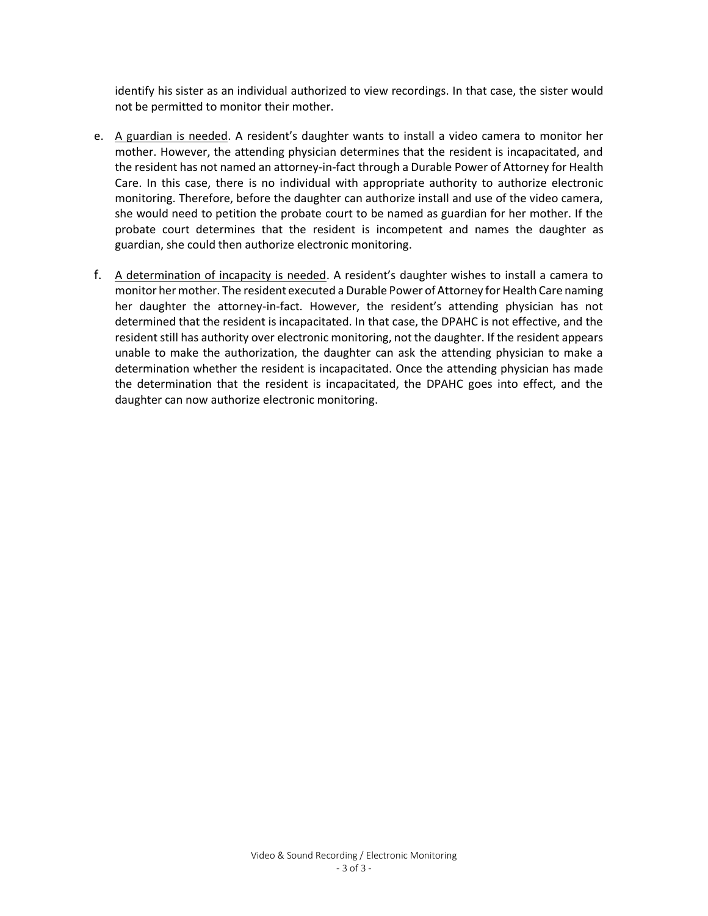identify his sister as an individual authorized to view recordings. In that case, the sister would not be permitted to monitor their mother.

e. <u>A guardian is needed</u>. A resident's daughter wants to install a video camera to monitor her mother. However, the attending physician determines that the resident is incapacitated, and the resident has not named an attorney-in-fact through a Durable Power of Attorney for Health Care. In this case, there is no individual with appropriate authority to authorize electronic monitoring. Therefore, before the daughter can authorize install and use of the video camera, she would need to petition the probate court to be named as guardian for her mother. If the probate court determines that the resident is incompetent and names the daughter as guardian, she could then authorize electronic monitoring.

f. <u>A determination of incapacity is needed</u>. A resident's daughter wishes to install a camera to monitor her mother. The resident executed a Durable Power of Attorney for Health Care naming her daughter the attorney-in-fact. However, the resident's attending physician has not determined that the resident is incapacitated. In that case, the DPAHC is not effective, and the resident still has authority over electronic monitoring, not the daughter. If the resident appears unable to make the authorization, the daughter can ask the attending physician to make a determination whether the resident is incapacitated. Once the attending physician has made the determination that the resident is incapacitated, the DPAHC goes into effect, and the daughter can now authorize electronic monitoring.